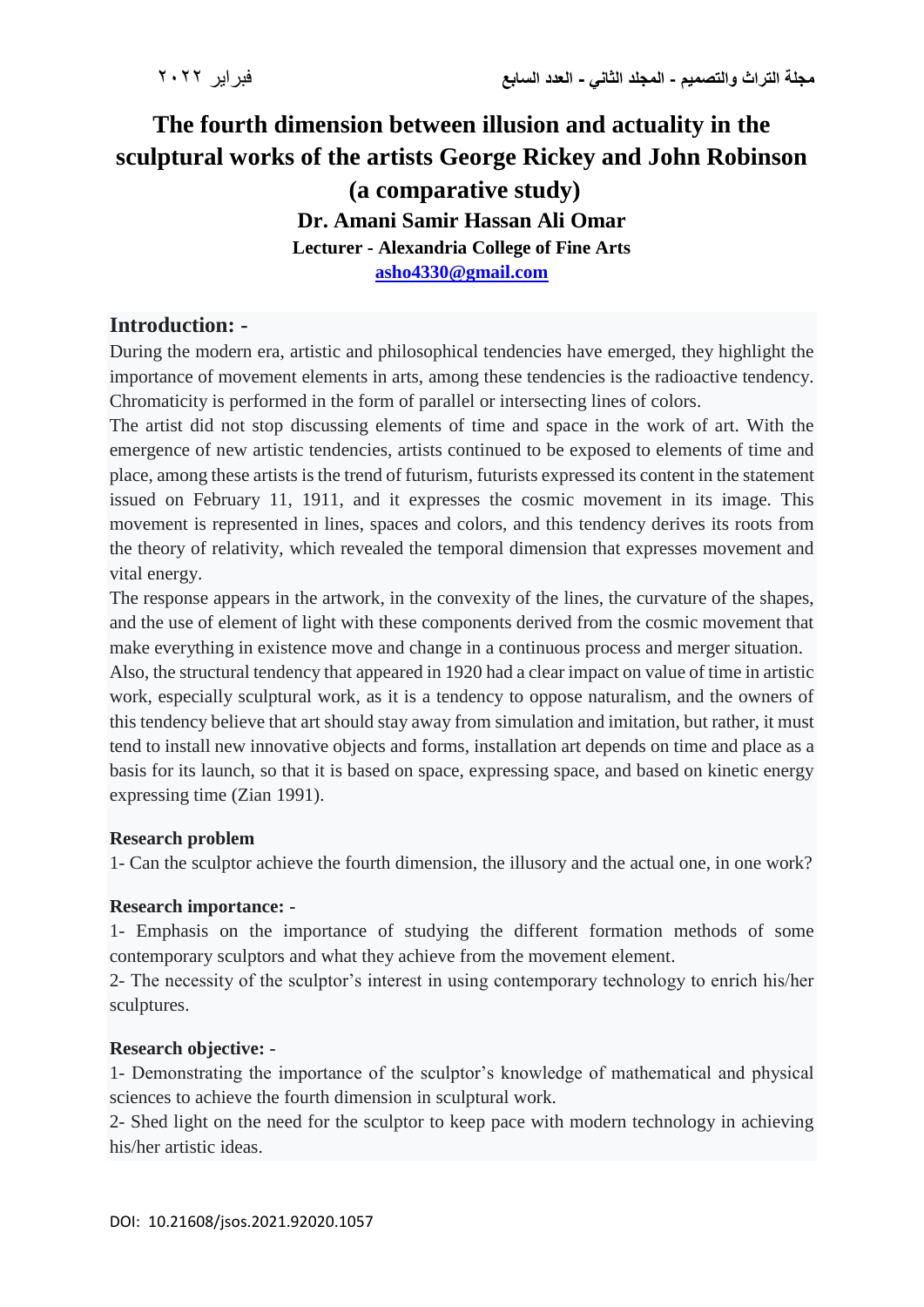# The fourth dimension between illusion and actuality in the sculptural works of the artists George Rickey and John Robinson (a comparative study)

**Dr. Amani Samir Hassan Ali Omar**

**Lecturer - Alexandria College of Fine Arts**

**asho4330@gmail.com**

## Introduction: -

During the modern era, artistic and philosophical tendencies have emerged, they highlight the importance of movement elements in arts, among these tendencies is the radioactive tendency. Chromaticity is performed in the form of parallel or intersecting lines of colors.

The artist did not stop discussing elements of time and space in the work of art. With the emergence of new artistic tendencies, artists continued to be exposed to elements of time and place, among these artists is the trend of futurism, futurists expressed its content in the statement issued on February 11, 1911, and it expresses the cosmic movement in its image. This movement is represented in lines, spaces and colors, and this tendency derives its roots from the theory of relativity, which revealed the temporal dimension that expresses movement and vital energy.

The response appears in the artwork, in the convexity of the lines, the curvature of the shapes, and the use of element of light with these components derived from the cosmic movement that make everything in existence move and change in a continuous process and merger situation.

Also, the structural tendency that appeared in 1920 had a clear impact on value of time in artistic work, especially sculptural work, as it is a tendency to oppose naturalism, and the owners of this tendency believe that art should stay away from simulation and imitation, but rather, it must tend to install new innovative objects and forms, installation art depends on time and place as a basis for its launch, so that it is based on space, expressing space, and based on kinetic energy expressing time (Zian 1991).

**Research problem**

1- Can the sculptor achieve the fourth dimension, the illusory and the actual one, in one work?

**Research importance: -**

1- Emphasis on the importance of studying the different formation methods of some contemporary sculptors and what they achieve from the movement element.

2- The necessity of the sculptor's interest in using contemporary technology to enrich his/her sculptures.

**Research objective: -**

1- Demonstrating the importance of the sculptor's knowledge of mathematical and physical sciences to achieve the fourth dimension in sculptural work.

2- Shed light on the need for the sculptor to keep pace with modern technology in achieving his/her artistic ideas.

DOI: 10.21608/jsos.2021.92020.1057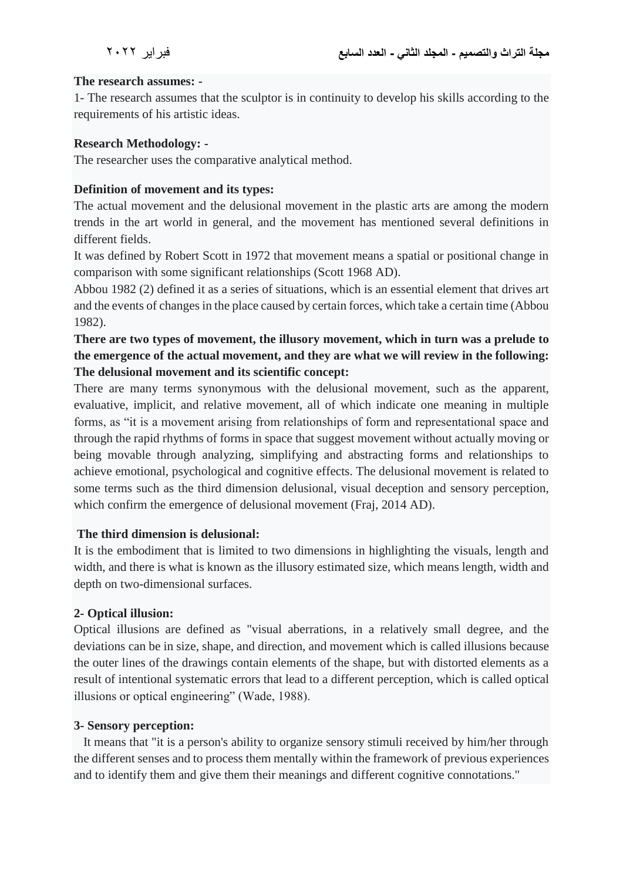**The research assumes: -**

1- The research assumes that the sculptor is in continuity to develop his skills according to the requirements of his artistic ideas.

**Research Methodology: -**

The researcher uses the comparative analytical method.

**Definition of movement and its types:**

The actual movement and the delusional movement in the plastic arts are among the modern trends in the art world in general, and the movement has mentioned several definitions in different fields.

It was defined by Robert Scott in 1972 that movement means a spatial or positional change in comparison with some significant relationships (Scott 1968 AD).

Abbou 1982 (2) defined it as a series of situations, which is an essential element that drives art and the events of changes in the place caused by certain forces, which take a certain time (Abbou 1982).

**There are two types of movement, the illusory movement, which in turn was a prelude to the emergence of the actual movement, and they are what we will review in the following:**

**The delusional movement and its scientific concept:**

There are many terms synonymous with the delusional movement, such as the apparent, evaluative, implicit, and relative movement, all of which indicate one meaning in multiple forms, as "it is a movement arising from relationships of form and representational space and through the rapid rhythms of forms in space that suggest movement without actually moving or being movable through analyzing, simplifying and abstracting forms and relationships to achieve emotional, psychological and cognitive effects. The delusional movement is related to some terms such as the third dimension delusional, visual deception and sensory perception, which confirm the emergence of delusional movement (Fraj, 2014 AD).

**The third dimension is delusional:**

It is the embodiment that is limited to two dimensions in highlighting the visuals, length and width, and there is what is known as the illusory estimated size, which means length, width and depth on two-dimensional surfaces.

**2- Optical illusion:**

Optical illusions are defined as "visual aberrations, in a relatively small degree, and the deviations can be in size, shape, and direction, and movement which is called illusions because the outer lines of the drawings contain elements of the shape, but with distorted elements as a result of intentional systematic errors that lead to a different perception, which is called optical illusions or optical engineering" (Wade, 1988).

**3- Sensory perception:**

It means that "it is a person's ability to organize sensory stimuli received by him/her through the different senses and to process them mentally within the framework of previous experiences and to identify them and give them their meanings and different cognitive connotations."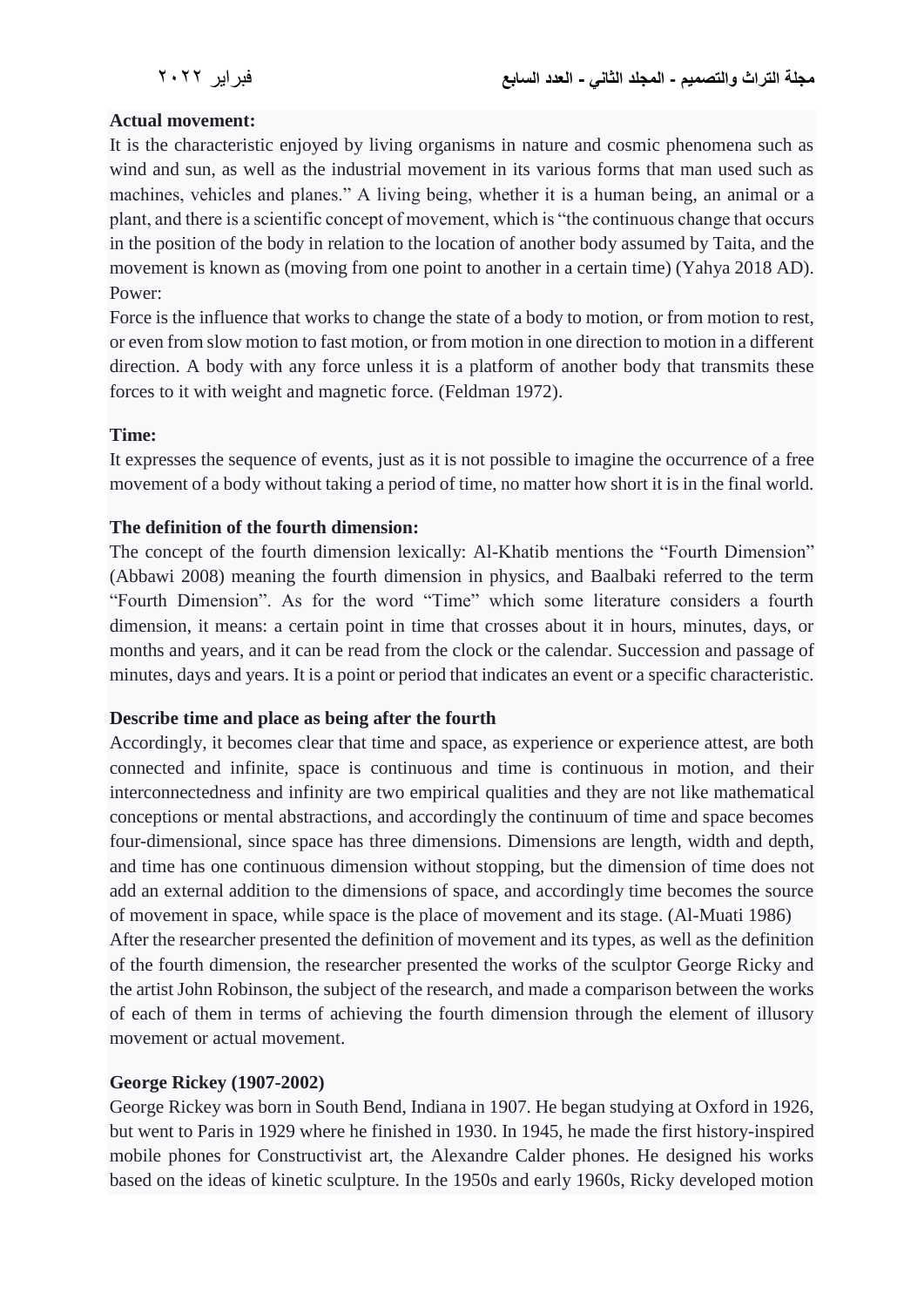**Actual movement:**

It is the characteristic enjoyed by living organisms in nature and cosmic phenomena such as wind and sun, as well as the industrial movement in its various forms that man used such as machines, vehicles and planes." A living being, whether it is a human being, an animal or a plant, and there is a scientific concept of movement, which is "the continuous change that occurs in the position of the body in relation to the location of another body assumed by Taita, and the movement is known as (moving from one point to another in a certain time) (Yahya 2018 AD).

Power:

Force is the influence that works to change the state of a body to motion, or from motion to rest, or even from slow motion to fast motion, or from motion in one direction to motion in a different direction. A body with any force unless it is a platform of another body that transmits these forces to it with weight and magnetic force. (Feldman 1972).

**Time:**

It expresses the sequence of events, just as it is not possible to imagine the occurrence of a free movement of a body without taking a period of time, no matter how short it is in the final world.

**The definition of the fourth dimension:**

The concept of the fourth dimension lexically: Al-Khatib mentions the "Fourth Dimension" (Abbawi 2008) meaning the fourth dimension in physics, and Baalbaki referred to the term "Fourth Dimension". As for the word "Time" which some literature considers a fourth dimension, it means: a certain point in time that crosses about it in hours, minutes, days, or months and years, and it can be read from the clock or the calendar. Succession and passage of minutes, days and years. It is a point or period that indicates an event or a specific characteristic.

**Describe time and place as being after the fourth**

Accordingly, it becomes clear that time and space, as experience or experience attest, are both connected and infinite, space is continuous and time is continuous in motion, and their interconnectedness and infinity are two empirical qualities and they are not like mathematical conceptions or mental abstractions, and accordingly the continuum of time and space becomes four-dimensional, since space has three dimensions. Dimensions are length, width and depth, and time has one continuous dimension without stopping, but the dimension of time does not add an external addition to the dimensions of space, and accordingly time becomes the source of movement in space, while space is the place of movement and its stage. (Al-Muati 1986)

After the researcher presented the definition of movement and its types, as well as the definition of the fourth dimension, the researcher presented the works of the sculptor George Ricky and the artist John Robinson, the subject of the research, and made a comparison between the works of each of them in terms of achieving the fourth dimension through the element of illusory movement or actual movement.

**George Rickey (1907-2002)**

George Rickey was born in South Bend, Indiana in 1907. He began studying at Oxford in 1926, but went to Paris in 1929 where he finished in 1930. In 1945, he made the first history-inspired mobile phones for Constructivist art, the Alexandre Calder phones. He designed his works based on the ideas of kinetic sculpture. In the 1950s and early 1960s, Ricky developed motion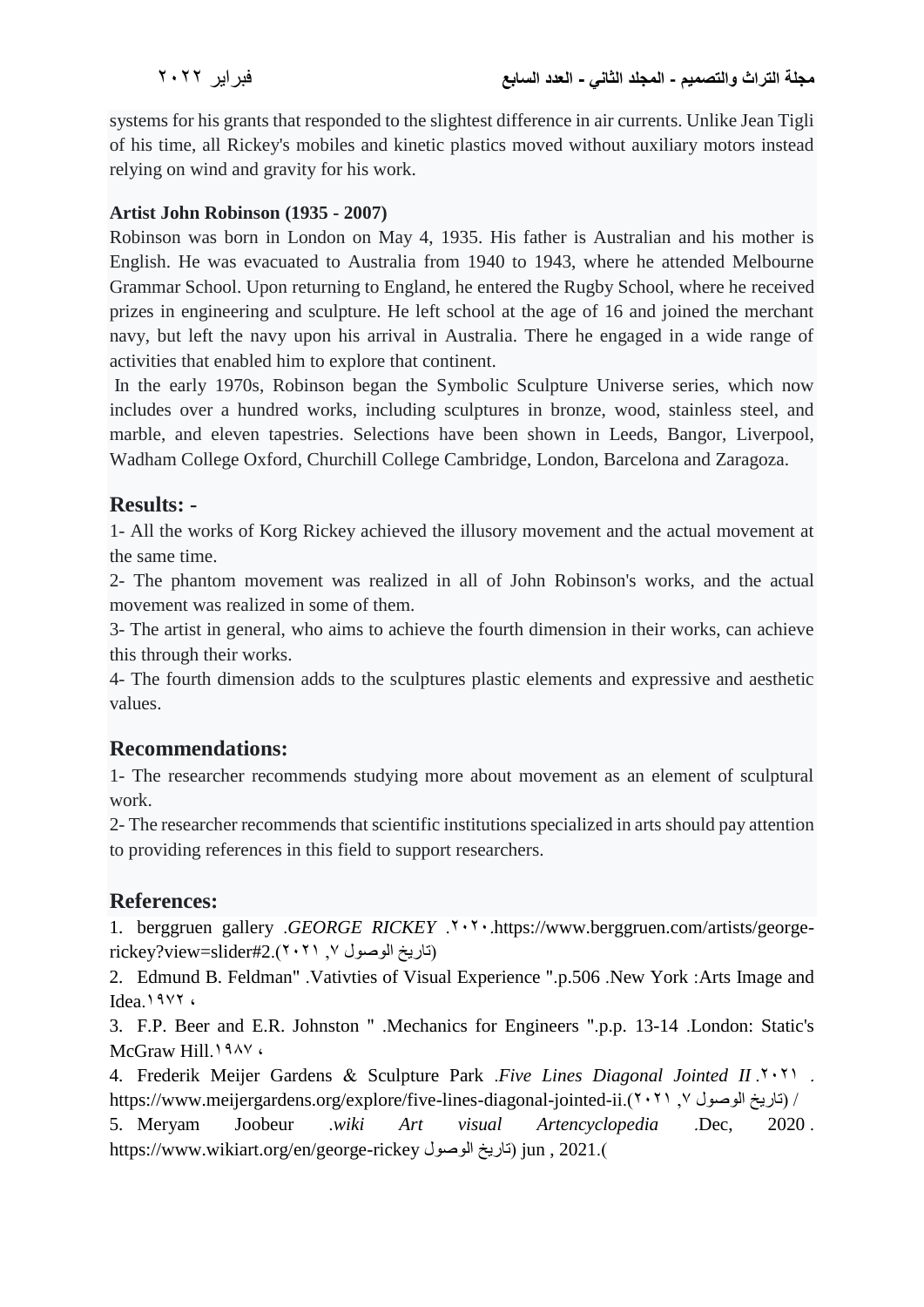systems for his grants that responded to the slightest difference in air currents. Unlike Jean Tigli of his time, all Rickey's mobiles and kinetic plastics moved without auxiliary motors instead relying on wind and gravity for his work.

**Artist John Robinson (1935 - 2007)**

Robinson was born in London on May 4, 1935. His father is Australian and his mother is English. He was evacuated to Australia from 1940 to 1943, where he attended Melbourne Grammar School. Upon returning to England, he entered the Rugby School, where he received prizes in engineering and sculpture. He left school at the age of 16 and joined the merchant navy, but left the navy upon his arrival in Australia. There he engaged in a wide range of activities that enabled him to explore that continent.

In the early 1970s, Robinson began the Symbolic Sculpture Universe series, which now includes over a hundred works, including sculptures in bronze, wood, stainless steel, and marble, and eleven tapestries. Selections have been shown in Leeds, Bangor, Liverpool, Wadham College Oxford, Churchill College Cambridge, London, Barcelona and Zaragoza.

## Results: -

1- All the works of Korg Rickey achieved the illusory movement and the actual movement at the same time.

2- The phantom movement was realized in all of John Robinson's works, and the actual movement was realized in some of them.

3- The artist in general, who aims to achieve the fourth dimension in their works, can achieve this through their works.

4- The fourth dimension adds to the sculptures plastic elements and expressive and aesthetic values.

## Recommendations:

1- The researcher recommends studying more about movement as an element of sculptural work.

2- The researcher recommends that scientific institutions specialized in arts should pay attention to providing references in this field to support researchers.

## References:

1. berggruen gallery .*GEORGE RICKEY* .٢٠٢٠.https://www.berggruen.com/artists/george-rickey?view=slider#2.(تاريخ الوصول ٧, ٢٠٢١)

2. Edmund B. Feldman" .Vativties of Visual Experience ".p.506 .New York :Arts Image and Idea.١٩٧٢ ،

3. F.P. Beer and E.R. Johnston " .Mechanics for Engineers ".p.p. 13-14 .London: Static's McGraw Hill.١٩٨٧ ،

4. Frederik Meijer Gardens & Sculpture Park .*Five Lines Diagonal Jointed II*.٢٠٢١ . https://www.meijergardens.org/explore/five-lines-diagonal-jointed-ii.(تاريخ الوصول ٧, ٢٠٢١) /

5. Meryam Joobeur .*wiki Art visual Artencyclopedia* .Dec, 2020 . https://www.wikiart.org/en/george-rickey (تاريخ الوصول jun , 2021.)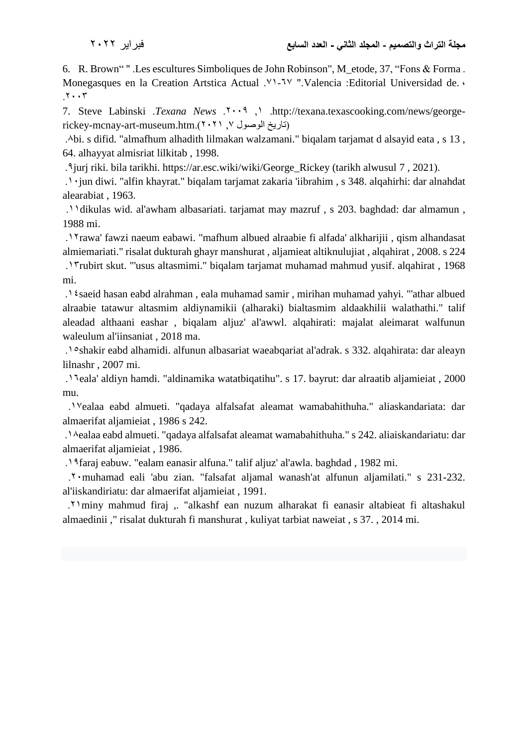6. R. Brown“ " .Les escultures Simboliques de John Robinson", M_etode, 37, “Fons & Forma . Monegasques en la Creation Artstica Actual .٧١-٦٧ ".Valencia :Editorial Universidad de. ، .٢٠٠٣

7. Steve Labinski .*Texana News* .٢٠٠٩ ,١ .http://texana.texascooking.com/news/george-rickey-mcnay-art-museum.htm.(تاريخ الوصول ٧, ٢٠٢١)

.٨bi. s difid. "almafhum alhadith lilmakan walzamani." biqalam tarjamat d alsayid eata , s 13 , 64. alhayyat almisriat lilkitab , 1998.

.٩jurj riki. bila tarikhi. https://ar.esc.wiki/wiki/George_Rickey (tarikh alwusul 7 , 2021).

.١٠jun diwi. "alfin khayrat." biqalam tarjamat zakaria 'iibrahim , s 348. alqahirhi: dar alnahdat alearabiat , 1963.

.١١dikulas wid. al'awham albasariati. tarjamat may mazruf , s 203. baghdad: dar almamun , 1988 mi.

.١٢rawa' fawzi naeum eabawi. "mafhum albued alraabie fi alfada' alkharijii , qism alhandasat almiemariati." risalat dukturah ghayr manshurat , aljamieat altiknulujiat , alqahirat , 2008. s 224

.١٣rubirt skut. "'usus altasmimi." biqalam tarjamat muhamad mahmud yusif. alqahirat , 1968 mi.

.١٤saeid hasan eabd alrahman , eala muhamad samir , mirihan muhamad yahyi. "'athar albued alraabie tatawur altasmim aldiynamikii (alharaki) bialtasmim aldaakhilii walathathi." talif aleadad althaani eashar , biqalam aljuz' al'awwl. alqahirati: majalat aleimarat walfunun waleulum al'iinsaniat , 2018 ma.

.١٥shakir eabd alhamidi. alfunun albasariat waeabqariat al'adrak. s 332. alqahirata: dar aleayn lilnashr , 2007 mi.

.١٦eala' aldiyn hamdi. "aldinamika watatbiqatihu". s 17. bayrut: dar alraatib aljamieiat , 2000 mu.

.١٧ealaa eabd almueti. "qadaya alfalsafat aleamat wamabahithuha." aliaskandariata: dar almaerifat aljamieiat , 1986 s 242.

.١٨ealaa eabd almueti. "qadaya alfalsafat aleamat wamabahithuha." s 242. aliaiskandariatu: dar almaerifat aljamieiat , 1986.

.١٩faraj eabuw. "ealam eanasir alfuna." talif aljuz' al'awla. baghdad , 1982 mi.

.٢٠muhamad eali 'abu zian. "falsafat aljamal wanash'at alfunun aljamilati." s 231-232. al'iiskandiriatu: dar almaerifat aljamieiat , 1991.

.٢١miny mahmud firaj ,. "alkashf ean nuzum alharakat fi eanasir altabieat fi altashakul almaedinii ," risalat dukturah fi manshurat , kuliyat tarbiat naweiat , s 37. , 2014 mi.